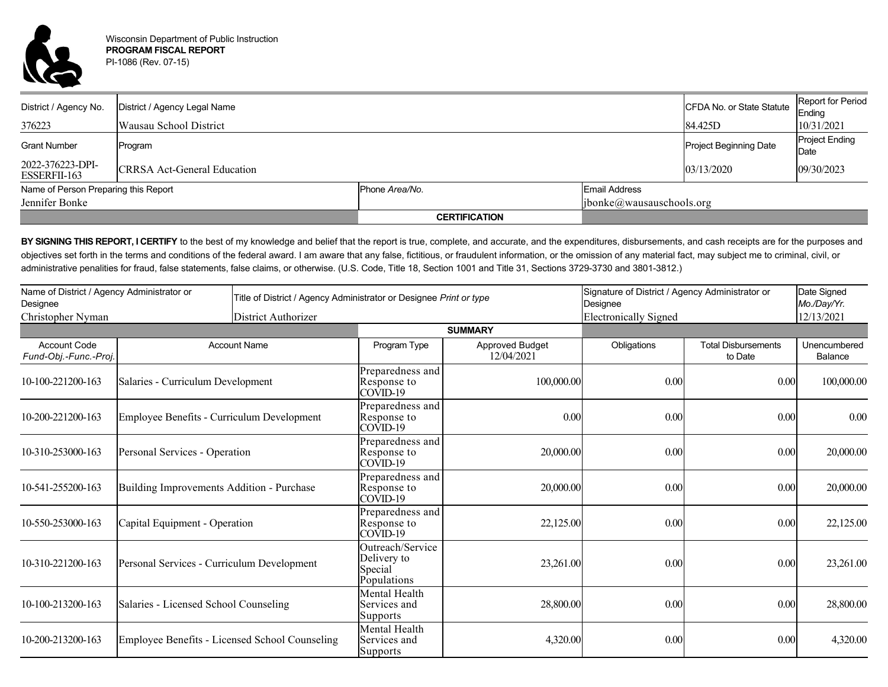Wisconsin Department of Public Instruction
**PROGRAM FISCAL REPORT**
PI-1086 (Rev. 07-15)

| District / Agency No. | District / Agency Legal Name | CFDA No. or State Statute | Report for Period Ending |
|---|---|---|---|
| 376223 | Wausau School District | 84.425D | 10/31/2021 |
| **Grant Number** | **Program** | **Project Beginning Date** | **Project Ending Date** |
| 2022-376223-DPI-ESSERFII-163 | CRRSA Act-General Education | 03/13/2020 | 09/30/2023 |

| Name of Person Preparing this Report | Phone *Area/No.* | Email Address |
|---|---|---|
| Jennifer Bonke | | jbonke@wausauschools.org |

## CERTIFICATION

**BY SIGNING THIS REPORT, I CERTIFY** to the best of my knowledge and belief that the report is true, complete, and accurate, and the expenditures, disbursements, and cash receipts are for the purposes and objectives set forth in the terms and conditions of the federal award. I am aware that any false, fictitious, or fraudulent information, or the omission of any material fact, may subject me to criminal, civil, or administrative penalities for fraud, false statements, false claims, or otherwise. (U.S. Code, Title 18, Section 1001 and Title 31, Sections 3729-3730 and 3801-3812.)

| Name of District / Agency Administrator or Designee | Title of District / Agency Administrator or Designee *Print or type* | Signature of District / Agency Administrator or Designee | Date Signed *Mo./Day/Yr.* |
|---|---|---|---|
| Christopher Nyman | District Authorizer | Electronically Signed | 12/13/2021 |

## SUMMARY

| Account Code *Fund-Obj.-Func.-Proj.* | Account Name | Program Type | Approved Budget 12/04/2021 | Obligations | Total Disbursements to Date | Unencumbered Balance |
|---|---|---|---|---|---|---|
| 10-100-221200-163 | Salaries - Curriculum Development | Preparedness and Response to COVID-19 | 100,000.00 | 0.00 | 0.00 | 100,000.00 |
| 10-200-221200-163 | Employee Benefits - Curriculum Development | Preparedness and Response to COVID-19 | 0.00 | 0.00 | 0.00 | 0.00 |
| 10-310-253000-163 | Personal Services - Operation | Preparedness and Response to COVID-19 | 20,000.00 | 0.00 | 0.00 | 20,000.00 |
| 10-541-255200-163 | Building Improvements Addition - Purchase | Preparedness and Response to COVID-19 | 20,000.00 | 0.00 | 0.00 | 20,000.00 |
| 10-550-253000-163 | Capital Equipment - Operation | Preparedness and Response to COVID-19 | 22,125.00 | 0.00 | 0.00 | 22,125.00 |
| 10-310-221200-163 | Personal Services - Curriculum Development | Outreach/Service Delivery to Special Populations | 23,261.00 | 0.00 | 0.00 | 23,261.00 |
| 10-100-213200-163 | Salaries - Licensed School Counseling | Mental Health Services and Supports | 28,800.00 | 0.00 | 0.00 | 28,800.00 |
| 10-200-213200-163 | Employee Benefits - Licensed School Counseling | Mental Health Services and Supports | 4,320.00 | 0.00 | 0.00 | 4,320.00 |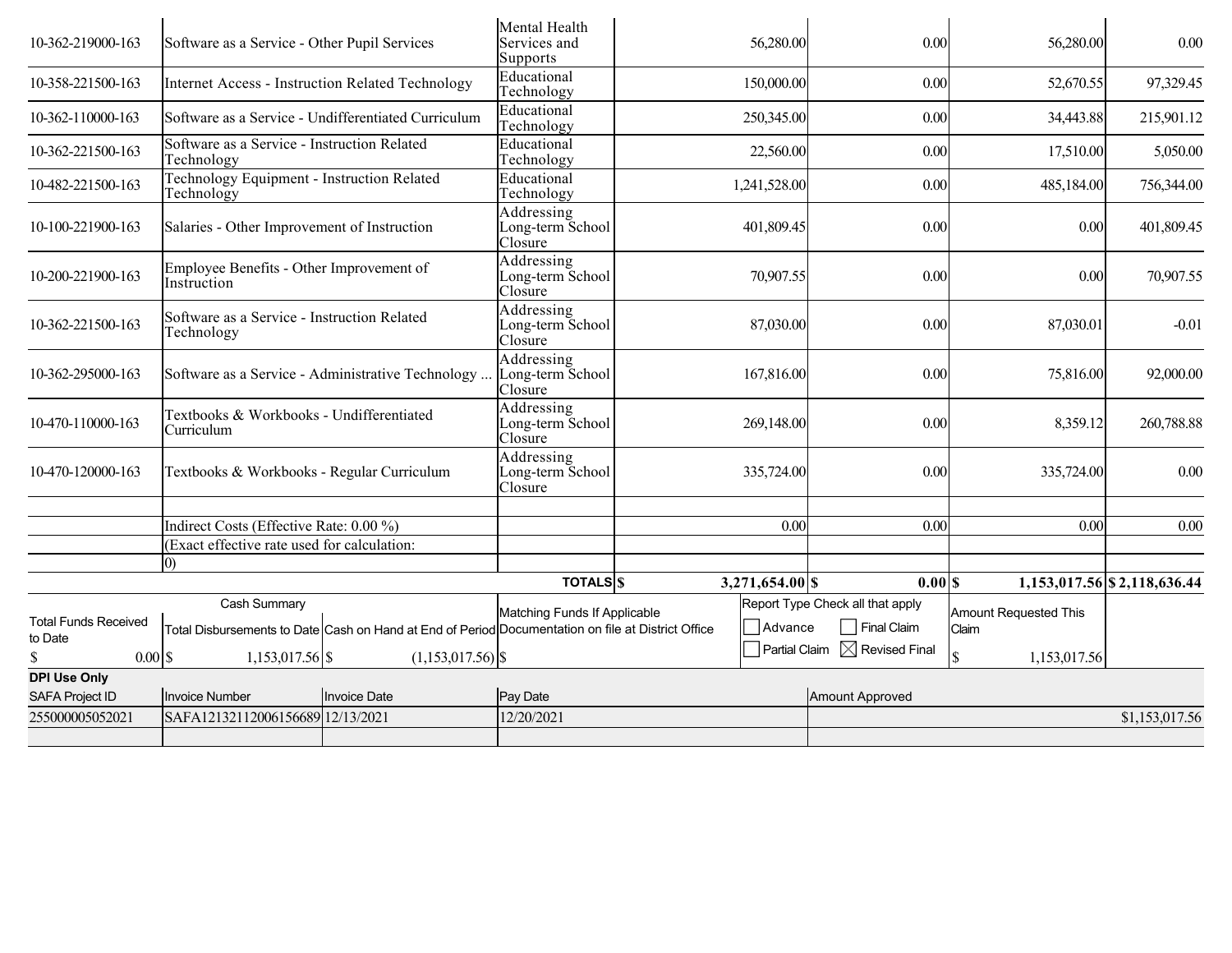| | | | | | | |
|---|---|---|---|---|---|---|
| 10-362-219000-163 | Software as a Service - Other Pupil Services | Mental Health Services and Supports | 56,280.00 | 0.00 | 56,280.00 | 0.00 |
| 10-358-221500-163 | Internet Access - Instruction Related Technology | Educational Technology | 150,000.00 | 0.00 | 52,670.55 | 97,329.45 |
| 10-362-110000-163 | Software as a Service - Undifferentiated Curriculum | Educational Technology | 250,345.00 | 0.00 | 34,443.88 | 215,901.12 |
| 10-362-221500-163 | Software as a Service - Instruction Related Technology | Educational Technology | 22,560.00 | 0.00 | 17,510.00 | 5,050.00 |
| 10-482-221500-163 | Technology Equipment - Instruction Related Technology | Educational Technology | 1,241,528.00 | 0.00 | 485,184.00 | 756,344.00 |
| 10-100-221900-163 | Salaries - Other Improvement of Instruction | Addressing Long-term School Closure | 401,809.45 | 0.00 | 0.00 | 401,809.45 |
| 10-200-221900-163 | Employee Benefits - Other Improvement of Instruction | Addressing Long-term School Closure | 70,907.55 | 0.00 | 0.00 | 70,907.55 |
| 10-362-221500-163 | Software as a Service - Instruction Related Technology | Addressing Long-term School Closure | 87,030.00 | 0.00 | 87,030.01 | -0.01 |
| 10-362-295000-163 | Software as a Service - Administrative Technology ... | Addressing Long-term School Closure | 167,816.00 | 0.00 | 75,816.00 | 92,000.00 |
| 10-470-110000-163 | Textbooks & Workbooks - Undifferentiated Curriculum | Addressing Long-term School Closure | 269,148.00 | 0.00 | 8,359.12 | 260,788.88 |
| 10-470-120000-163 | Textbooks & Workbooks - Regular Curriculum | Addressing Long-term School Closure | 335,724.00 | 0.00 | 335,724.00 | 0.00 |
| | | | | | | |
| | Indirect Costs (Effective Rate: 0.00 %) | | 0.00 | 0.00 | 0.00 | 0.00 |
| | (Exact effective rate used for calculation: | | | | | |
| | 0) | | | | | |
| | | **TOTALS** | **$ 3,271,654.00** | **$ 0.00** | **$ 1,153,017.56** | **$ 2,118,636.44** |

| Cash Summary | | | | | |
|---|---|---|---|---|---|
| Total Funds Received to Date | Total Disbursements to Date | Cash on Hand at End of Period | Matching Funds If Applicable Documentation on file at District Office | Report Type Check all that apply | Amount Requested This Claim |
| $ 0.00 | $ 1,153,017.56 | $ (1,153,017.56) | $ | ☐ Advance ☐ Final Claim ☐ Partial Claim ☒ Revised Final | $ 1,153,017.56 |

**DPI Use Only**

| SAFA Project ID | Invoice Number | Invoice Date | Pay Date | Amount Approved |
|---|---|---|---|---|
| 255000005052021 | SAFA12132112006156689 | 12/13/2021 | 12/20/2021 | $1,153,017.56 |
| | | | | |